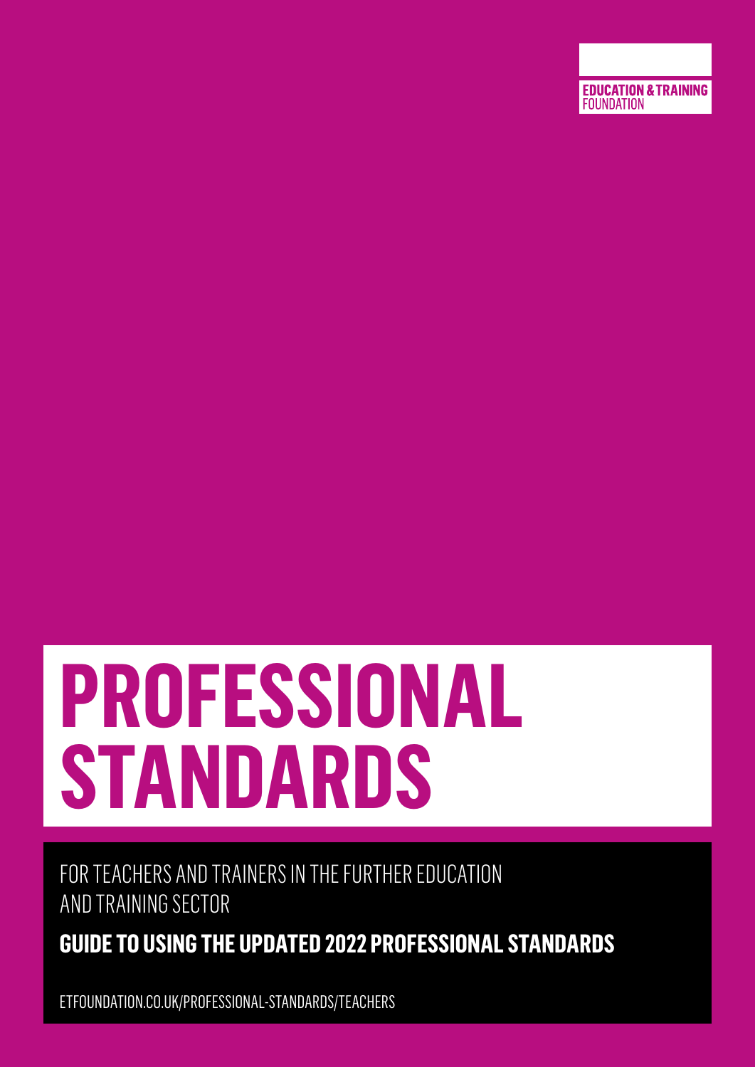EDUCATION & TRAINING FOUNDATION

# PROFESSIONAL STANDARDS

FOR TEACHERS AND TRAINERS IN THE FURTHER EDUCATION AND TRAINING SECTOR

**GUIDE TO USING THE UPDATED 2022 PROFESSIONAL STANDARDS**

ETFOUNDATION.CO.UK/PROFESSIONAL-STANDARDS/TEACHERS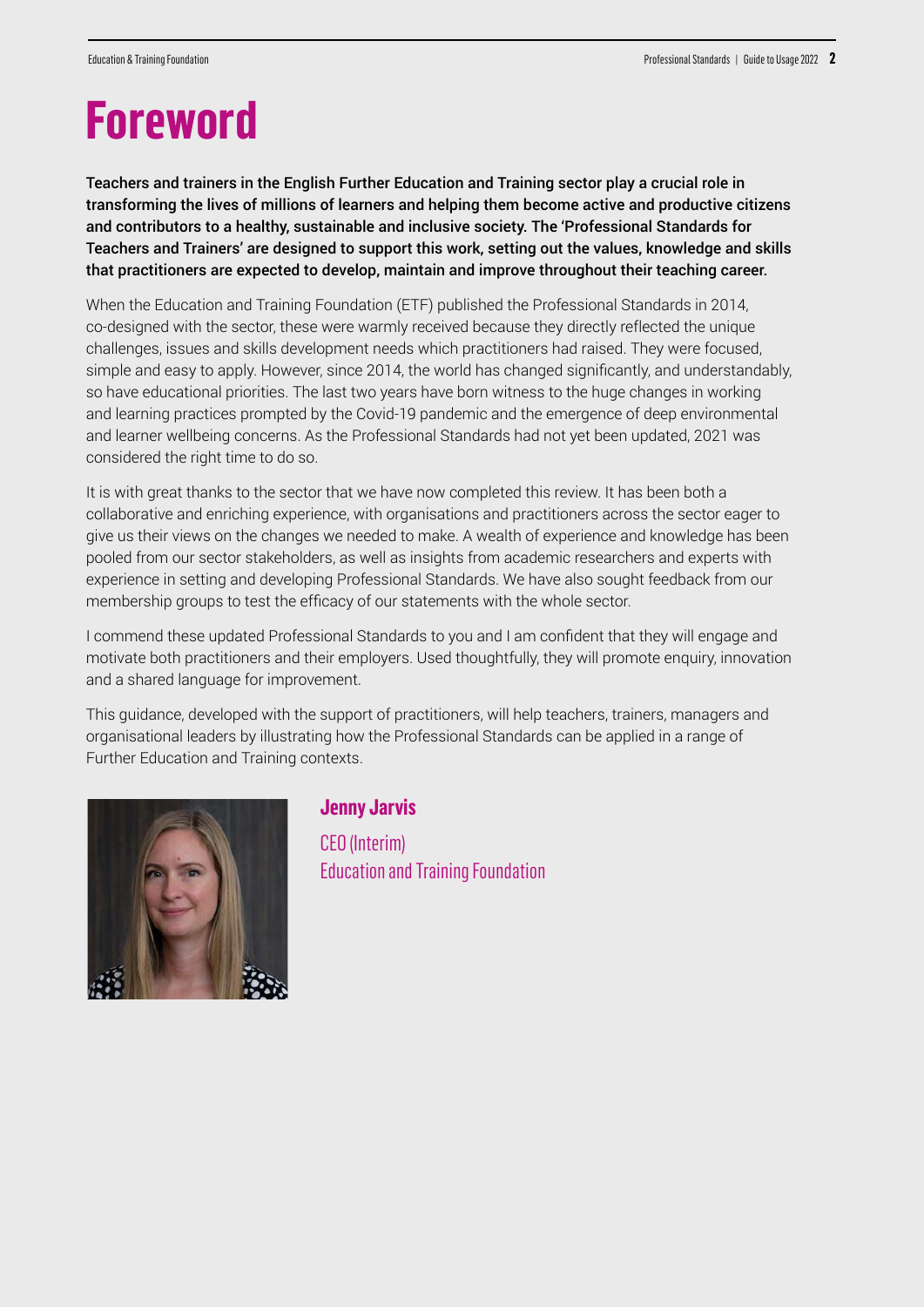# Foreword

**Teachers and trainers in the English Further Education and Training sector play a crucial role in transforming the lives of millions of learners and helping them become active and productive citizens and contributors to a healthy, sustainable and inclusive society. The 'Professional Standards for Teachers and Trainers' are designed to support this work, setting out the values, knowledge and skills that practitioners are expected to develop, maintain and improve throughout their teaching career.**

When the Education and Training Foundation (ETF) published the Professional Standards in 2014, co-designed with the sector, these were warmly received because they directly reflected the unique challenges, issues and skills development needs which practitioners had raised. They were focused, simple and easy to apply. However, since 2014, the world has changed significantly, and understandably, so have educational priorities. The last two years have born witness to the huge changes in working and learning practices prompted by the Covid-19 pandemic and the emergence of deep environmental and learner wellbeing concerns. As the Professional Standards had not yet been updated, 2021 was considered the right time to do so.

It is with great thanks to the sector that we have now completed this review. It has been both a collaborative and enriching experience, with organisations and practitioners across the sector eager to give us their views on the changes we needed to make. A wealth of experience and knowledge has been pooled from our sector stakeholders, as well as insights from academic researchers and experts with experience in setting and developing Professional Standards. We have also sought feedback from our membership groups to test the efficacy of our statements with the whole sector.

I commend these updated Professional Standards to you and I am confident that they will engage and motivate both practitioners and their employers. Used thoughtfully, they will promote enquiry, innovation and a shared language for improvement.

This guidance, developed with the support of practitioners, will help teachers, trainers, managers and organisational leaders by illustrating how the Professional Standards can be applied in a range of Further Education and Training contexts.

**Jenny Jarvis**

CEO (Interim)
Education and Training Foundation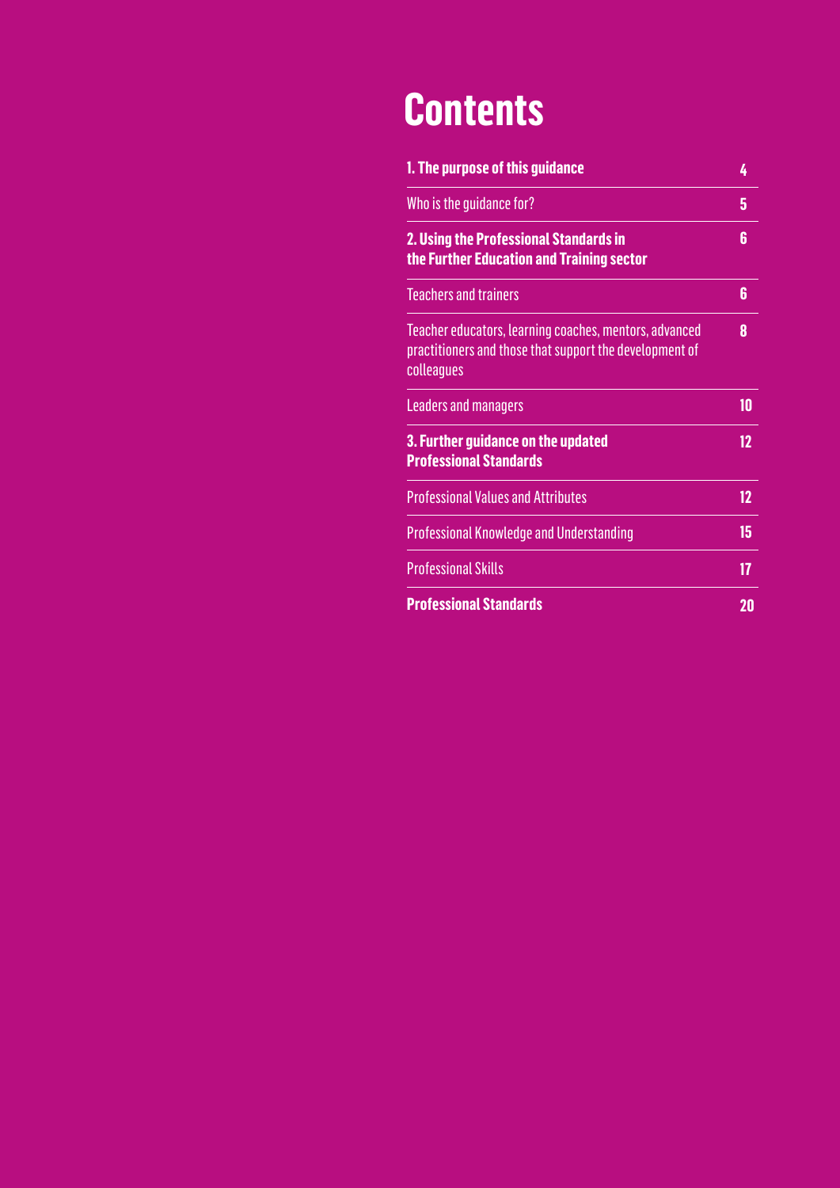# Contents

| | |
|---|---|
| **1. The purpose of this guidance** | **4** |
| Who is the guidance for? | 5 |
| **2. Using the Professional Standards in the Further Education and Training sector** | **6** |
| Teachers and trainers | 6 |
| Teacher educators, learning coaches, mentors, advanced practitioners and those that support the development of colleagues | 8 |
| Leaders and managers | 10 |
| **3. Further guidance on the updated Professional Standards** | **12** |
| Professional Values and Attributes | 12 |
| Professional Knowledge and Understanding | 15 |
| Professional Skills | 17 |
| **Professional Standards** | **20** |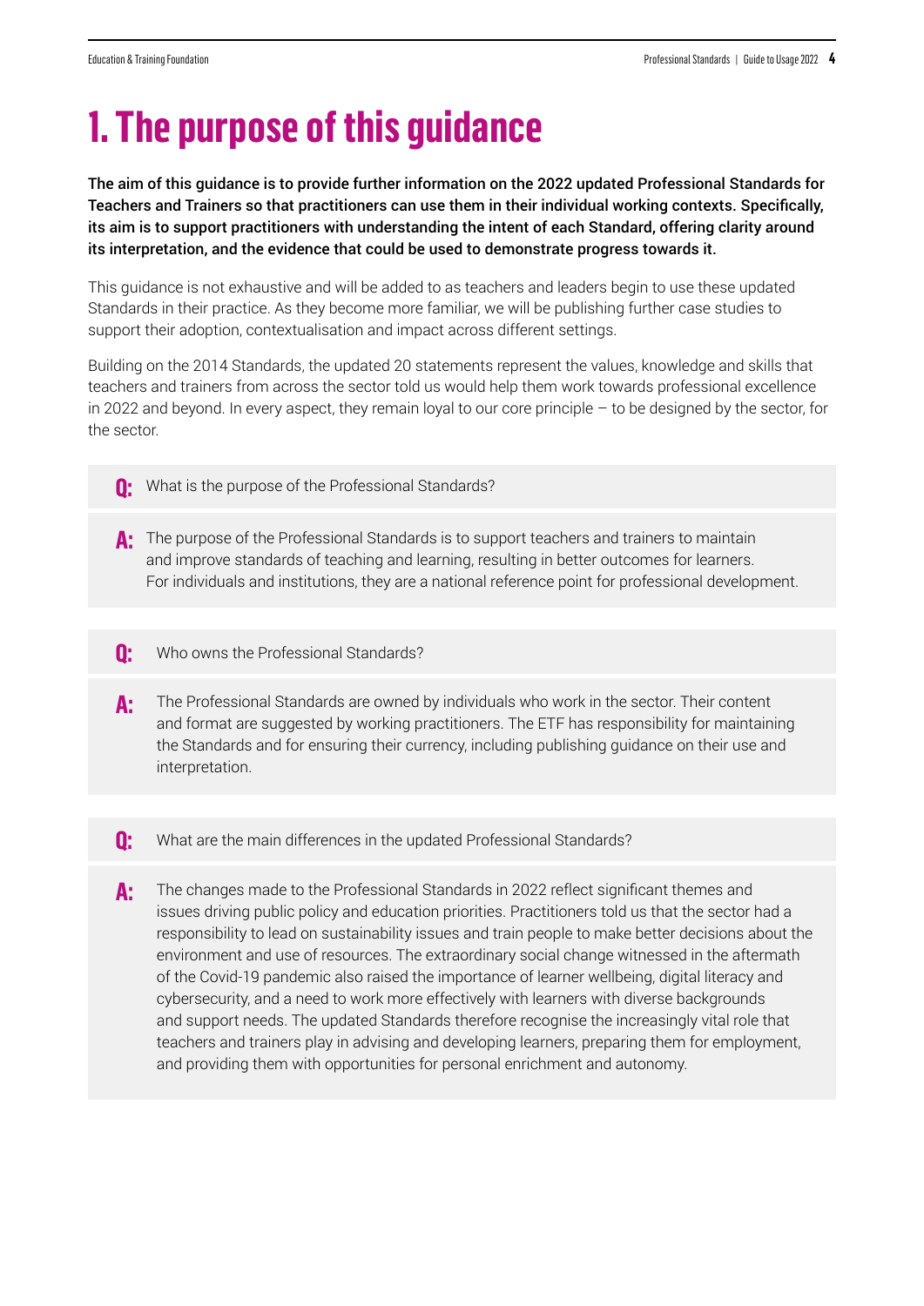# 1. The purpose of this guidance

**The aim of this guidance is to provide further information on the 2022 updated Professional Standards for Teachers and Trainers so that practitioners can use them in their individual working contexts. Specifically, its aim is to support practitioners with understanding the intent of each Standard, offering clarity around its interpretation, and the evidence that could be used to demonstrate progress towards it.**

This guidance is not exhaustive and will be added to as teachers and leaders begin to use these updated Standards in their practice. As they become more familiar, we will be publishing further case studies to support their adoption, contextualisation and impact across different settings.

Building on the 2014 Standards, the updated 20 statements represent the values, knowledge and skills that teachers and trainers from across the sector told us would help them work towards professional excellence in 2022 and beyond. In every aspect, they remain loyal to our core principle – to be designed by the sector, for the sector.

**Q:** What is the purpose of the Professional Standards?

**A:** The purpose of the Professional Standards is to support teachers and trainers to maintain and improve standards of teaching and learning, resulting in better outcomes for learners. For individuals and institutions, they are a national reference point for professional development.

**Q:** Who owns the Professional Standards?

**A:** The Professional Standards are owned by individuals who work in the sector. Their content and format are suggested by working practitioners. The ETF has responsibility for maintaining the Standards and for ensuring their currency, including publishing guidance on their use and interpretation.

**Q:** What are the main differences in the updated Professional Standards?

**A:** The changes made to the Professional Standards in 2022 reflect significant themes and issues driving public policy and education priorities. Practitioners told us that the sector had a responsibility to lead on sustainability issues and train people to make better decisions about the environment and use of resources. The extraordinary social change witnessed in the aftermath of the Covid-19 pandemic also raised the importance of learner wellbeing, digital literacy and cybersecurity, and a need to work more effectively with learners with diverse backgrounds and support needs. The updated Standards therefore recognise the increasingly vital role that teachers and trainers play in advising and developing learners, preparing them for employment, and providing them with opportunities for personal enrichment and autonomy.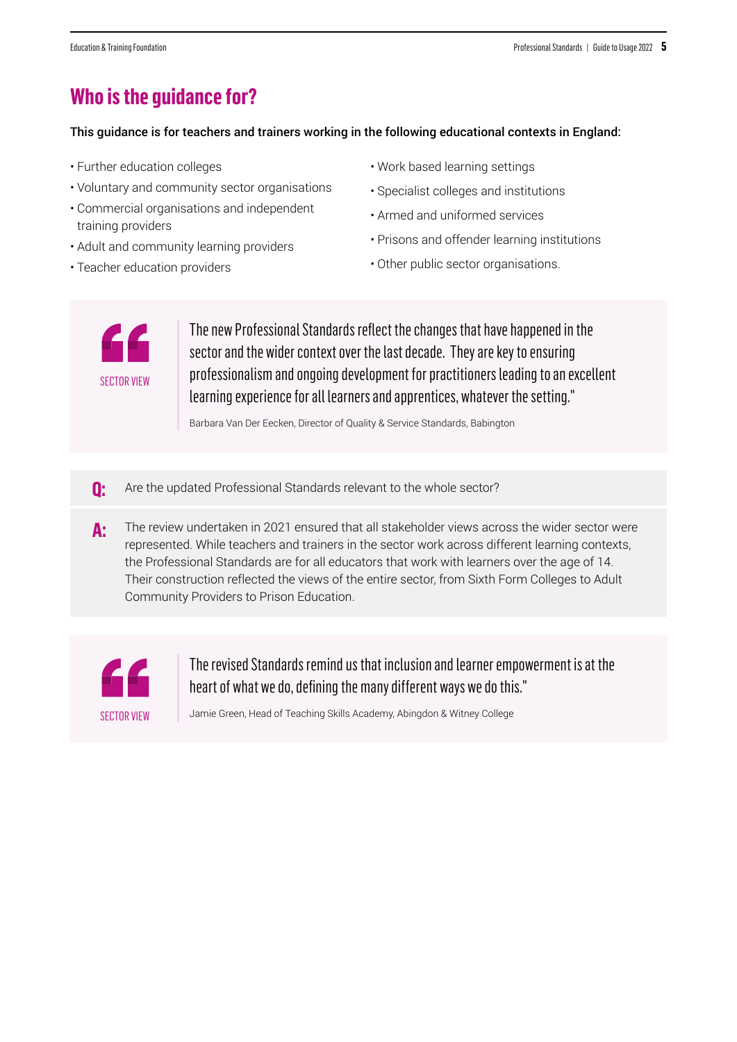# Who is the guidance for?

**This guidance is for teachers and trainers working in the following educational contexts in England:**

- Further education colleges
- Voluntary and community sector organisations
- Commercial organisations and independent training providers
- Adult and community learning providers
- Teacher education providers
- Work based learning settings
- Specialist colleges and institutions
- Armed and uniformed services
- Prisons and offender learning institutions
- Other public sector organisations.

SECTOR VIEW

> The new Professional Standards reflect the changes that have happened in the sector and the wider context over the last decade. They are key to ensuring professionalism and ongoing development for practitioners leading to an excellent learning experience for all learners and apprentices, whatever the setting."
>
> Barbara Van Der Eecken, Director of Quality & Service Standards, Babington

**Q:** Are the updated Professional Standards relevant to the whole sector?

**A:** The review undertaken in 2021 ensured that all stakeholder views across the wider sector were represented. While teachers and trainers in the sector work across different learning contexts, the Professional Standards are for all educators that work with learners over the age of 14. Their construction reflected the views of the entire sector, from Sixth Form Colleges to Adult Community Providers to Prison Education.

SECTOR VIEW

> The revised Standards remind us that inclusion and learner empowerment is at the heart of what we do, defining the many different ways we do this."
>
> Jamie Green, Head of Teaching Skills Academy, Abingdon & Witney College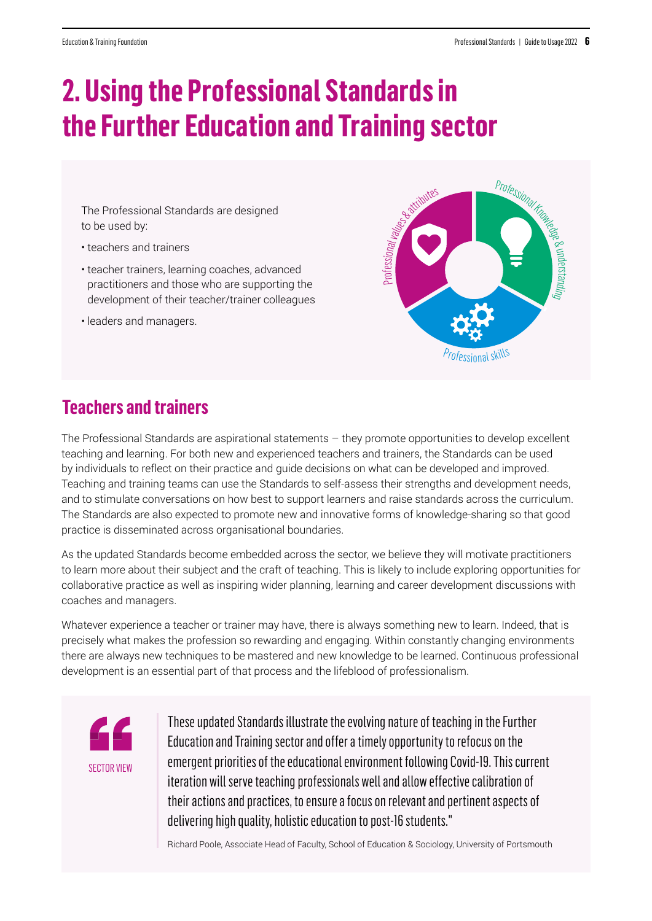# 2. Using the Professional Standards in the Further Education and Training sector

The Professional Standards are designed to be used by:

- teachers and trainers
- teacher trainers, learning coaches, advanced practitioners and those who are supporting the development of their teacher/trainer colleagues
- leaders and managers.

Professional values & attributes

Professional Knowledge & understanding

Professional skills

## Teachers and trainers

The Professional Standards are aspirational statements – they promote opportunities to develop excellent teaching and learning. For both new and experienced teachers and trainers, the Standards can be used by individuals to reflect on their practice and guide decisions on what can be developed and improved. Teaching and training teams can use the Standards to self-assess their strengths and development needs, and to stimulate conversations on how best to support learners and raise standards across the curriculum. The Standards are also expected to promote new and innovative forms of knowledge-sharing so that good practice is disseminated across organisational boundaries.

As the updated Standards become embedded across the sector, we believe they will motivate practitioners to learn more about their subject and the craft of teaching. This is likely to include exploring opportunities for collaborative practice as well as inspiring wider planning, learning and career development discussions with coaches and managers.

Whatever experience a teacher or trainer may have, there is always something new to learn. Indeed, that is precisely what makes the profession so rewarding and engaging. Within constantly changing environments there are always new techniques to be mastered and new knowledge to be learned. Continuous professional development is an essential part of that process and the lifeblood of professionalism.

SECTOR VIEW

> These updated Standards illustrate the evolving nature of teaching in the Further Education and Training sector and offer a timely opportunity to refocus on the emergent priorities of the educational environment following Covid-19. This current iteration will serve teaching professionals well and allow effective calibration of their actions and practices, to ensure a focus on relevant and pertinent aspects of delivering high quality, holistic education to post-16 students."
>
> Richard Poole, Associate Head of Faculty, School of Education & Sociology, University of Portsmouth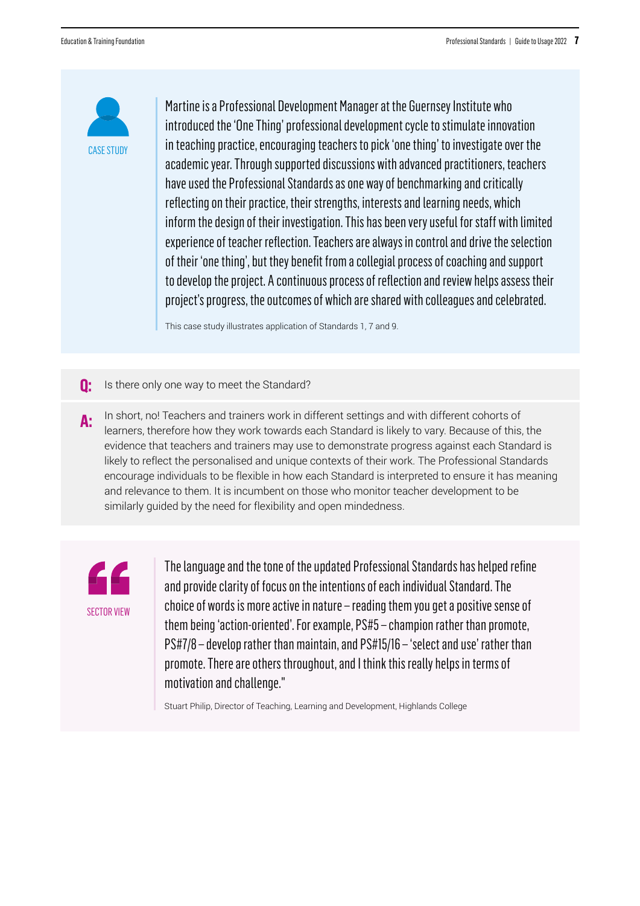CASE STUDY

Martine is a Professional Development Manager at the Guernsey Institute who introduced the 'One Thing' professional development cycle to stimulate innovation in teaching practice, encouraging teachers to pick 'one thing' to investigate over the academic year. Through supported discussions with advanced practitioners, teachers have used the Professional Standards as one way of benchmarking and critically reflecting on their practice, their strengths, interests and learning needs, which inform the design of their investigation. This has been very useful for staff with limited experience of teacher reflection. Teachers are always in control and drive the selection of their 'one thing', but they benefit from a collegial process of coaching and support to develop the project. A continuous process of reflection and review helps assess their project's progress, the outcomes of which are shared with colleagues and celebrated.

This case study illustrates application of Standards 1, 7 and 9.

**Q:** Is there only one way to meet the Standard?

**A:** In short, no! Teachers and trainers work in different settings and with different cohorts of learners, therefore how they work towards each Standard is likely to vary. Because of this, the evidence that teachers and trainers may use to demonstrate progress against each Standard is likely to reflect the personalised and unique contexts of their work. The Professional Standards encourage individuals to be flexible in how each Standard is interpreted to ensure it has meaning and relevance to them. It is incumbent on those who monitor teacher development to be similarly guided by the need for flexibility and open mindedness.

SECTOR VIEW

The language and the tone of the updated Professional Standards has helped refine and provide clarity of focus on the intentions of each individual Standard. The choice of words is more active in nature – reading them you get a positive sense of them being 'action-oriented'. For example, PS#5 – champion rather than promote, PS#7/8 – develop rather than maintain, and PS#15/16 – 'select and use' rather than promote. There are others throughout, and I think this really helps in terms of motivation and challenge."

Stuart Philip, Director of Teaching, Learning and Development, Highlands College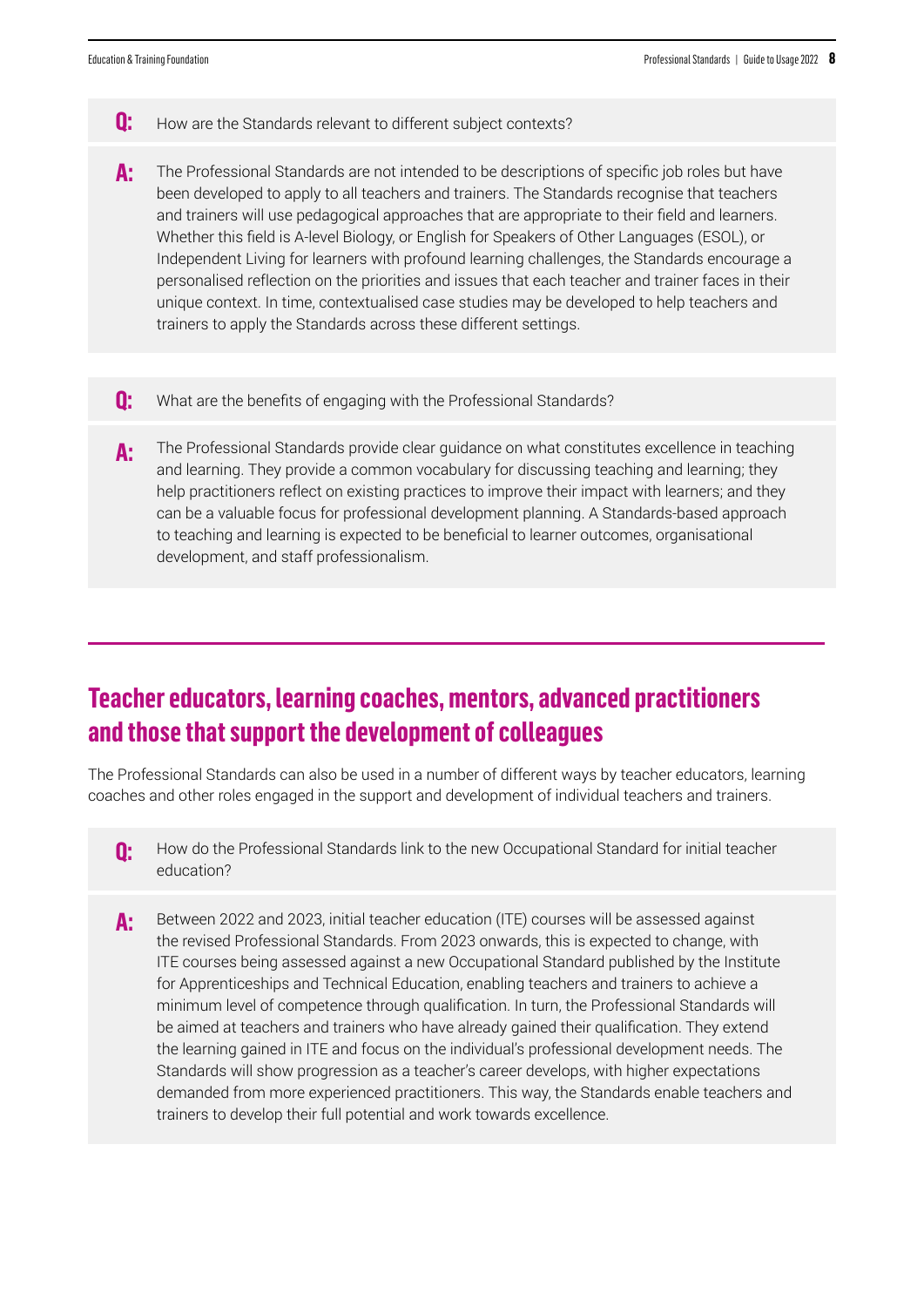**Q:** How are the Standards relevant to different subject contexts?

**A:** The Professional Standards are not intended to be descriptions of specific job roles but have been developed to apply to all teachers and trainers. The Standards recognise that teachers and trainers will use pedagogical approaches that are appropriate to their field and learners. Whether this field is A-level Biology, or English for Speakers of Other Languages (ESOL), or Independent Living for learners with profound learning challenges, the Standards encourage a personalised reflection on the priorities and issues that each teacher and trainer faces in their unique context. In time, contextualised case studies may be developed to help teachers and trainers to apply the Standards across these different settings.

**Q:** What are the benefits of engaging with the Professional Standards?

**A:** The Professional Standards provide clear guidance on what constitutes excellence in teaching and learning. They provide a common vocabulary for discussing teaching and learning; they help practitioners reflect on existing practices to improve their impact with learners; and they can be a valuable focus for professional development planning. A Standards-based approach to teaching and learning is expected to be beneficial to learner outcomes, organisational development, and staff professionalism.

## Teacher educators, learning coaches, mentors, advanced practitioners and those that support the development of colleagues

The Professional Standards can also be used in a number of different ways by teacher educators, learning coaches and other roles engaged in the support and development of individual teachers and trainers.

**Q:** How do the Professional Standards link to the new Occupational Standard for initial teacher education?

**A:** Between 2022 and 2023, initial teacher education (ITE) courses will be assessed against the revised Professional Standards. From 2023 onwards, this is expected to change, with ITE courses being assessed against a new Occupational Standard published by the Institute for Apprenticeships and Technical Education, enabling teachers and trainers to achieve a minimum level of competence through qualification. In turn, the Professional Standards will be aimed at teachers and trainers who have already gained their qualification. They extend the learning gained in ITE and focus on the individual's professional development needs. The Standards will show progression as a teacher's career develops, with higher expectations demanded from more experienced practitioners. This way, the Standards enable teachers and trainers to develop their full potential and work towards excellence.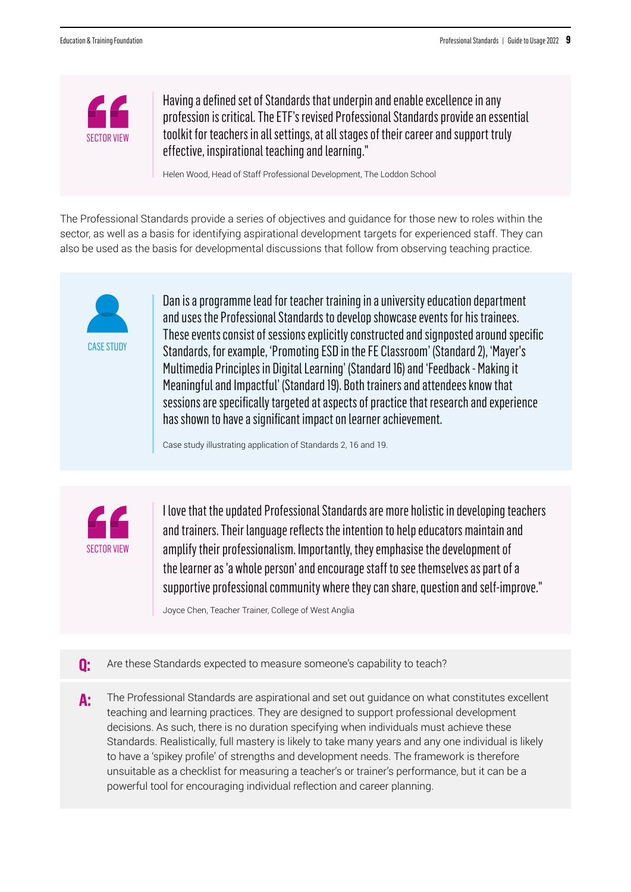SECTOR VIEW

> Having a defined set of Standards that underpin and enable excellence in any profession is critical. The ETF's revised Professional Standards provide an essential toolkit for teachers in all settings, at all stages of their career and support truly effective, inspirational teaching and learning."
>
> Helen Wood, Head of Staff Professional Development, The Loddon School

The Professional Standards provide a series of objectives and guidance for those new to roles within the sector, as well as a basis for identifying aspirational development targets for experienced staff. They can also be used as the basis for developmental discussions that follow from observing teaching practice.

CASE STUDY

> Dan is a programme lead for teacher training in a university education department and uses the Professional Standards to develop showcase events for his trainees. These events consist of sessions explicitly constructed and signposted around specific Standards, for example, 'Promoting ESD in the FE Classroom' (Standard 2), 'Mayer's Multimedia Principles in Digital Learning' (Standard 16) and 'Feedback - Making it Meaningful and Impactful' (Standard 19). Both trainers and attendees know that sessions are specifically targeted at aspects of practice that research and experience has shown to have a significant impact on learner achievement.
>
> Case study illustrating application of Standards 2, 16 and 19.

SECTOR VIEW

> I love that the updated Professional Standards are more holistic in developing teachers and trainers. Their language reflects the intention to help educators maintain and amplify their professionalism. Importantly, they emphasise the development of the learner as 'a whole person' and encourage staff to see themselves as part of a supportive professional community where they can share, question and self-improve."
>
> Joyce Chen, Teacher Trainer, College of West Anglia

**Q:** Are these Standards expected to measure someone's capability to teach?

**A:** The Professional Standards are aspirational and set out guidance on what constitutes excellent teaching and learning practices. They are designed to support professional development decisions. As such, there is no duration specifying when individuals must achieve these Standards. Realistically, full mastery is likely to take many years and any one individual is likely to have a 'spikey profile' of strengths and development needs. The framework is therefore unsuitable as a checklist for measuring a teacher's or trainer's performance, but it can be a powerful tool for encouraging individual reflection and career planning.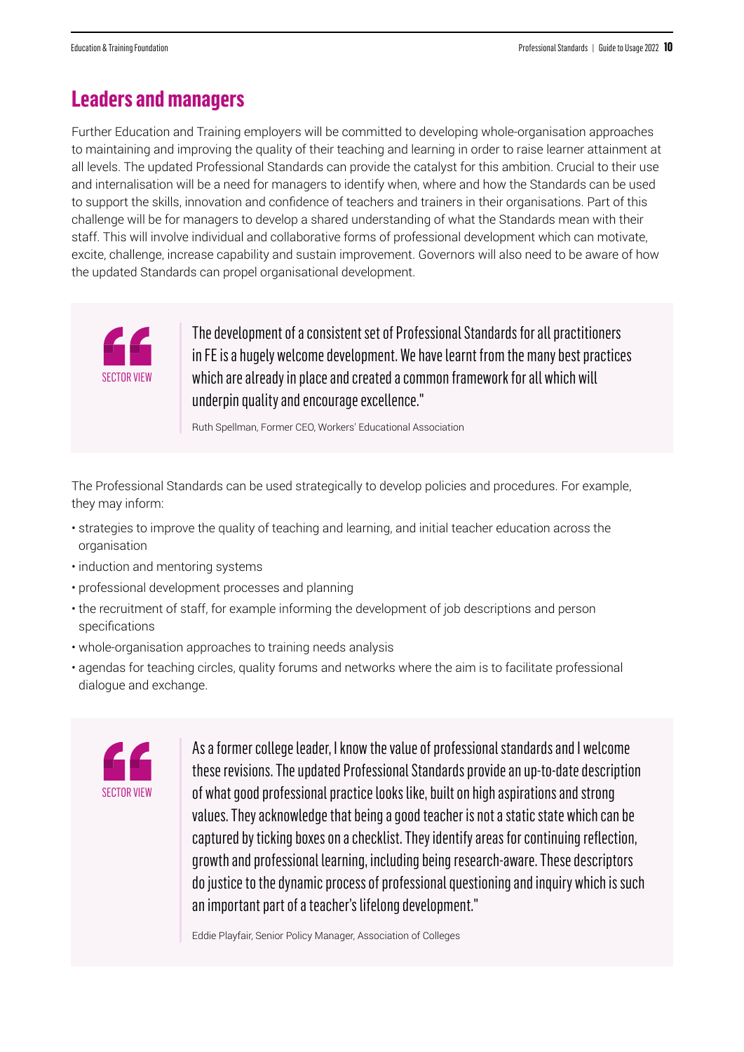## Leaders and managers

Further Education and Training employers will be committed to developing whole-organisation approaches to maintaining and improving the quality of their teaching and learning in order to raise learner attainment at all levels. The updated Professional Standards can provide the catalyst for this ambition. Crucial to their use and internalisation will be a need for managers to identify when, where and how the Standards can be used to support the skills, innovation and confidence of teachers and trainers in their organisations. Part of this challenge will be for managers to develop a shared understanding of what the Standards mean with their staff. This will involve individual and collaborative forms of professional development which can motivate, excite, challenge, increase capability and sustain improvement. Governors will also need to be aware of how the updated Standards can propel organisational development.

> SECTOR VIEW
>
> The development of a consistent set of Professional Standards for all practitioners in FE is a hugely welcome development. We have learnt from the many best practices which are already in place and created a common framework for all which will underpin quality and encourage excellence."
>
> Ruth Spellman, Former CEO, Workers' Educational Association

The Professional Standards can be used strategically to develop policies and procedures. For example, they may inform:

- strategies to improve the quality of teaching and learning, and initial teacher education across the organisation
- induction and mentoring systems
- professional development processes and planning
- the recruitment of staff, for example informing the development of job descriptions and person specifications
- whole-organisation approaches to training needs analysis
- agendas for teaching circles, quality forums and networks where the aim is to facilitate professional dialogue and exchange.

> SECTOR VIEW
>
> As a former college leader, I know the value of professional standards and I welcome these revisions. The updated Professional Standards provide an up-to-date description of what good professional practice looks like, built on high aspirations and strong values. They acknowledge that being a good teacher is not a static state which can be captured by ticking boxes on a checklist. They identify areas for continuing reflection, growth and professional learning, including being research-aware. These descriptors do justice to the dynamic process of professional questioning and inquiry which is such an important part of a teacher's lifelong development."
>
> Eddie Playfair, Senior Policy Manager, Association of Colleges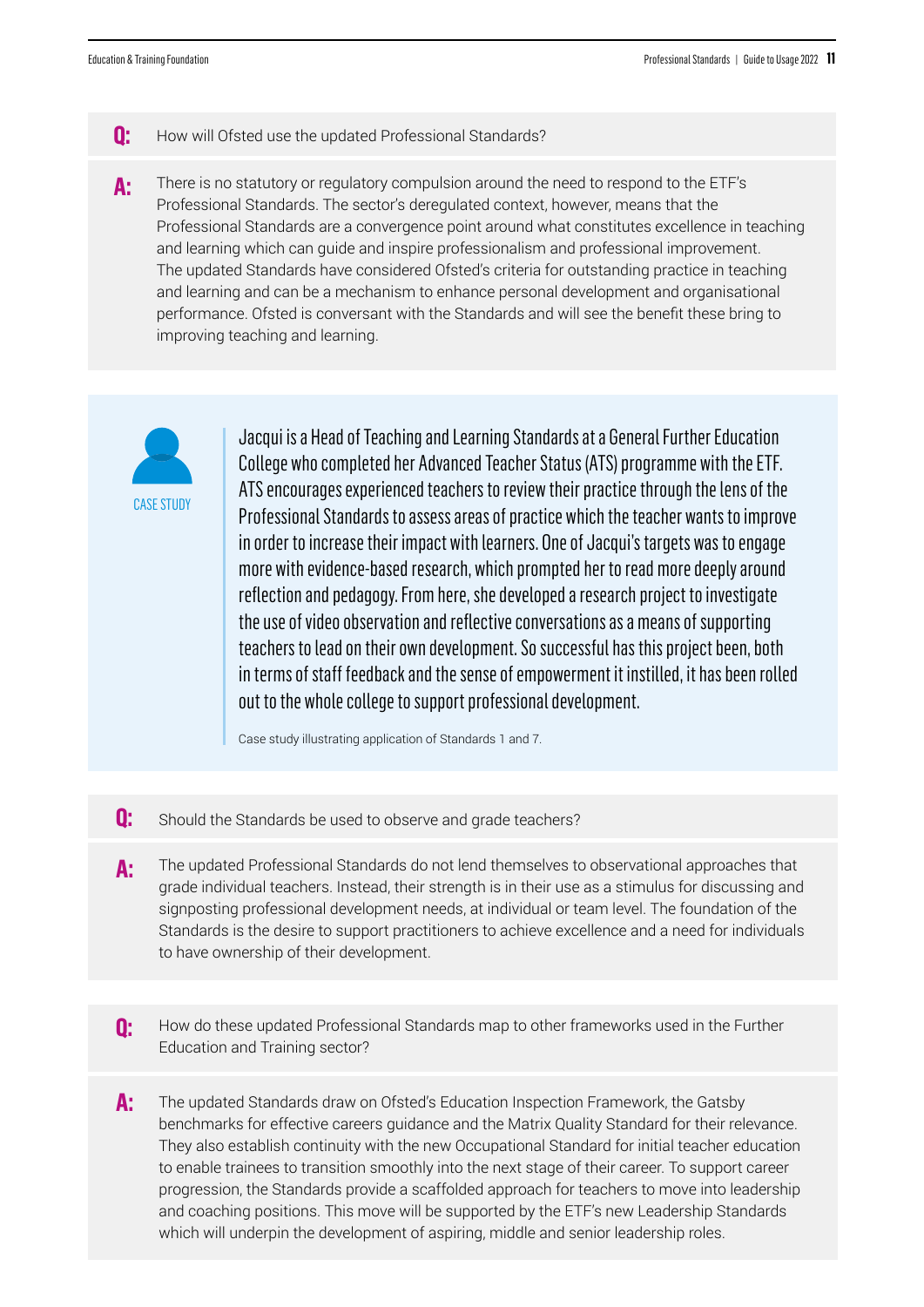**Q:** How will Ofsted use the updated Professional Standards?

**A:** There is no statutory or regulatory compulsion around the need to respond to the ETF's Professional Standards. The sector's deregulated context, however, means that the Professional Standards are a convergence point around what constitutes excellence in teaching and learning which can guide and inspire professionalism and professional improvement. The updated Standards have considered Ofsted's criteria for outstanding practice in teaching and learning and can be a mechanism to enhance personal development and organisational performance. Ofsted is conversant with the Standards and will see the benefit these bring to improving teaching and learning.

CASE STUDY

Jacqui is a Head of Teaching and Learning Standards at a General Further Education College who completed her Advanced Teacher Status (ATS) programme with the ETF. ATS encourages experienced teachers to review their practice through the lens of the Professional Standards to assess areas of practice which the teacher wants to improve in order to increase their impact with learners. One of Jacqui's targets was to engage more with evidence-based research, which prompted her to read more deeply around reflection and pedagogy. From here, she developed a research project to investigate the use of video observation and reflective conversations as a means of supporting teachers to lead on their own development. So successful has this project been, both in terms of staff feedback and the sense of empowerment it instilled, it has been rolled out to the whole college to support professional development.

Case study illustrating application of Standards 1 and 7.

**Q:** Should the Standards be used to observe and grade teachers?

**A:** The updated Professional Standards do not lend themselves to observational approaches that grade individual teachers. Instead, their strength is in their use as a stimulus for discussing and signposting professional development needs, at individual or team level. The foundation of the Standards is the desire to support practitioners to achieve excellence and a need for individuals to have ownership of their development.

**Q:** How do these updated Professional Standards map to other frameworks used in the Further Education and Training sector?

**A:** The updated Standards draw on Ofsted's Education Inspection Framework, the Gatsby benchmarks for effective careers guidance and the Matrix Quality Standard for their relevance. They also establish continuity with the new Occupational Standard for initial teacher education to enable trainees to transition smoothly into the next stage of their career. To support career progression, the Standards provide a scaffolded approach for teachers to move into leadership and coaching positions. This move will be supported by the ETF's new Leadership Standards which will underpin the development of aspiring, middle and senior leadership roles.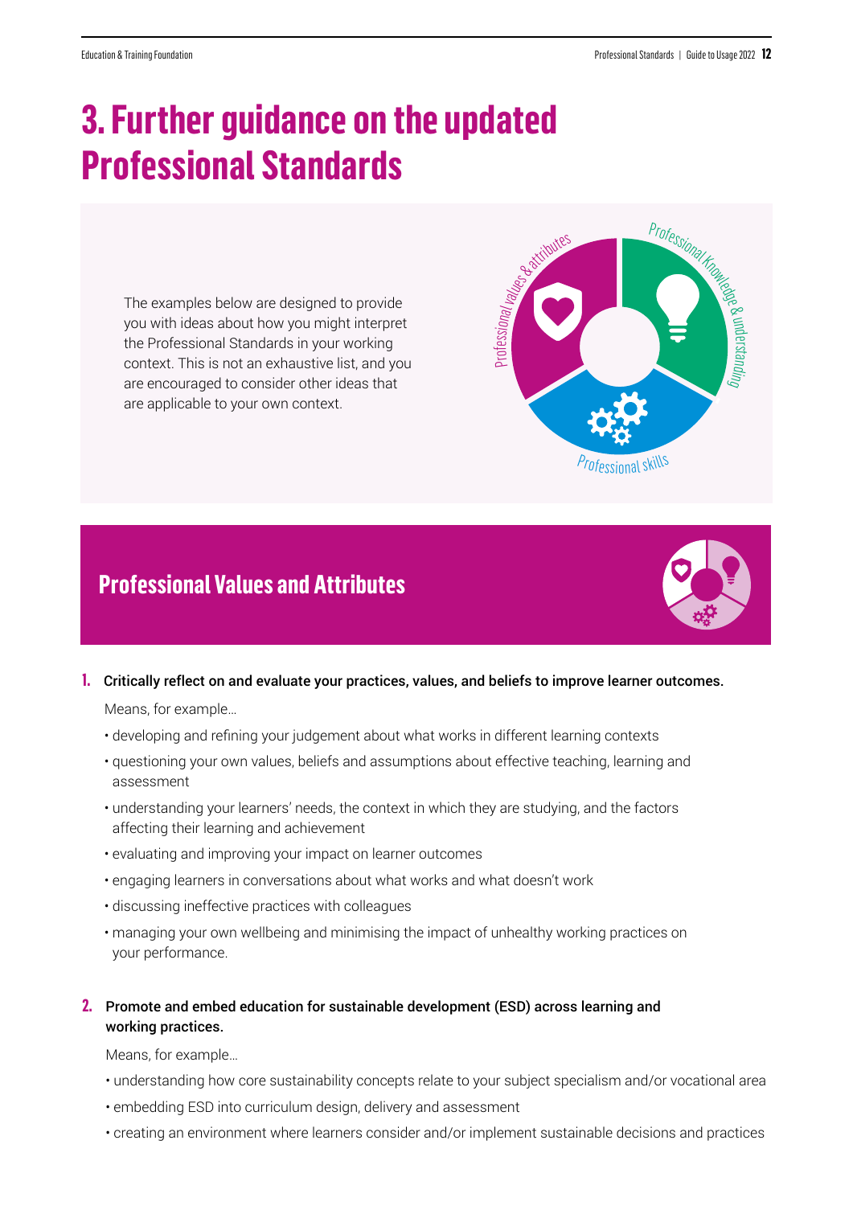# 3. Further guidance on the updated Professional Standards

The examples below are designed to provide you with ideas about how you might interpret the Professional Standards in your working context. This is not an exhaustive list, and you are encouraged to consider other ideas that are applicable to your own context.

Professional values & attributes

Professional Knowledge & understanding

Professional skills

## Professional Values and Attributes

**1. Critically reflect on and evaluate your practices, values, and beliefs to improve learner outcomes.**

Means, for example…

- developing and refining your judgement about what works in different learning contexts
- questioning your own values, beliefs and assumptions about effective teaching, learning and assessment
- understanding your learners' needs, the context in which they are studying, and the factors affecting their learning and achievement
- evaluating and improving your impact on learner outcomes
- engaging learners in conversations about what works and what doesn't work
- discussing ineffective practices with colleagues
- managing your own wellbeing and minimising the impact of unhealthy working practices on your performance.

**2. Promote and embed education for sustainable development (ESD) across learning and working practices.**

Means, for example…

- understanding how core sustainability concepts relate to your subject specialism and/or vocational area
- embedding ESD into curriculum design, delivery and assessment
- creating an environment where learners consider and/or implement sustainable decisions and practices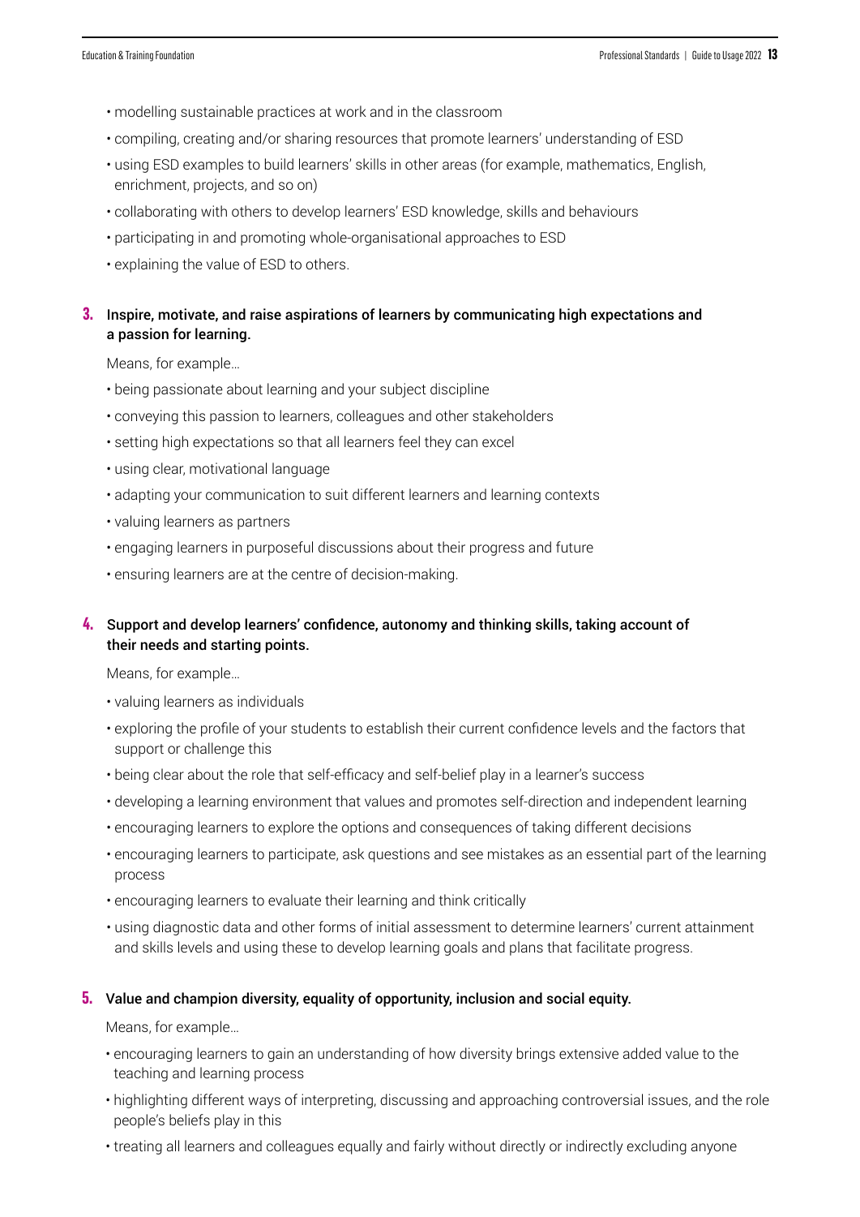- modelling sustainable practices at work and in the classroom
- compiling, creating and/or sharing resources that promote learners' understanding of ESD
- using ESD examples to build learners' skills in other areas (for example, mathematics, English, enrichment, projects, and so on)
- collaborating with others to develop learners' ESD knowledge, skills and behaviours
- participating in and promoting whole-organisational approaches to ESD
- explaining the value of ESD to others.

**3.** **Inspire, motivate, and raise aspirations of learners by communicating high expectations and a passion for learning.**

Means, for example…

- being passionate about learning and your subject discipline
- conveying this passion to learners, colleagues and other stakeholders
- setting high expectations so that all learners feel they can excel
- using clear, motivational language
- adapting your communication to suit different learners and learning contexts
- valuing learners as partners
- engaging learners in purposeful discussions about their progress and future
- ensuring learners are at the centre of decision-making.

**4.** **Support and develop learners' confidence, autonomy and thinking skills, taking account of their needs and starting points.**

Means, for example…

- valuing learners as individuals
- exploring the profile of your students to establish their current confidence levels and the factors that support or challenge this
- being clear about the role that self-efficacy and self-belief play in a learner's success
- developing a learning environment that values and promotes self-direction and independent learning
- encouraging learners to explore the options and consequences of taking different decisions
- encouraging learners to participate, ask questions and see mistakes as an essential part of the learning process
- encouraging learners to evaluate their learning and think critically
- using diagnostic data and other forms of initial assessment to determine learners' current attainment and skills levels and using these to develop learning goals and plans that facilitate progress.

**5.** **Value and champion diversity, equality of opportunity, inclusion and social equity.**

Means, for example…

- encouraging learners to gain an understanding of how diversity brings extensive added value to the teaching and learning process
- highlighting different ways of interpreting, discussing and approaching controversial issues, and the role people's beliefs play in this
- treating all learners and colleagues equally and fairly without directly or indirectly excluding anyone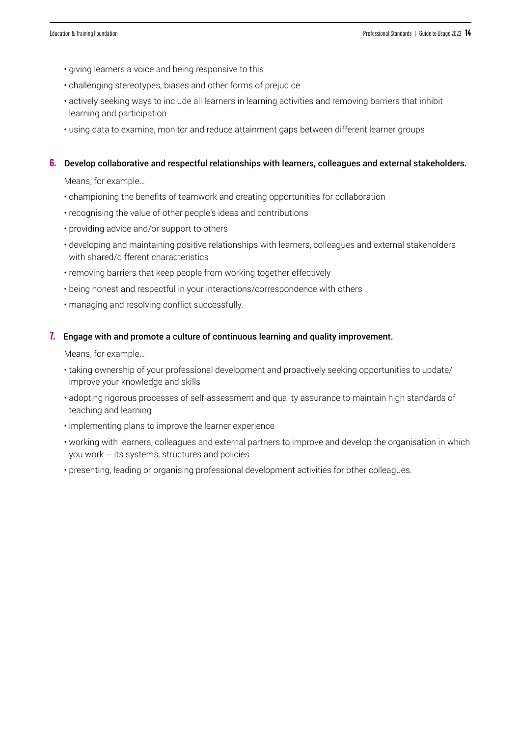- giving learners a voice and being responsive to this
- challenging stereotypes, biases and other forms of prejudice
- actively seeking ways to include all learners in learning activities and removing barriers that inhibit learning and participation
- using data to examine, monitor and reduce attainment gaps between different learner groups

### 6. Develop collaborative and respectful relationships with learners, colleagues and external stakeholders.

Means, for example…

- championing the benefits of teamwork and creating opportunities for collaboration
- recognising the value of other people's ideas and contributions
- providing advice and/or support to others
- developing and maintaining positive relationships with learners, colleagues and external stakeholders with shared/different characteristics
- removing barriers that keep people from working together effectively
- being honest and respectful in your interactions/correspondence with others
- managing and resolving conflict successfully.

### 7. Engage with and promote a culture of continuous learning and quality improvement.

Means, for example…

- taking ownership of your professional development and proactively seeking opportunities to update/ improve your knowledge and skills
- adopting rigorous processes of self-assessment and quality assurance to maintain high standards of teaching and learning
- implementing plans to improve the learner experience
- working with learners, colleagues and external partners to improve and develop the organisation in which you work – its systems, structures and policies
- presenting, leading or organising professional development activities for other colleagues.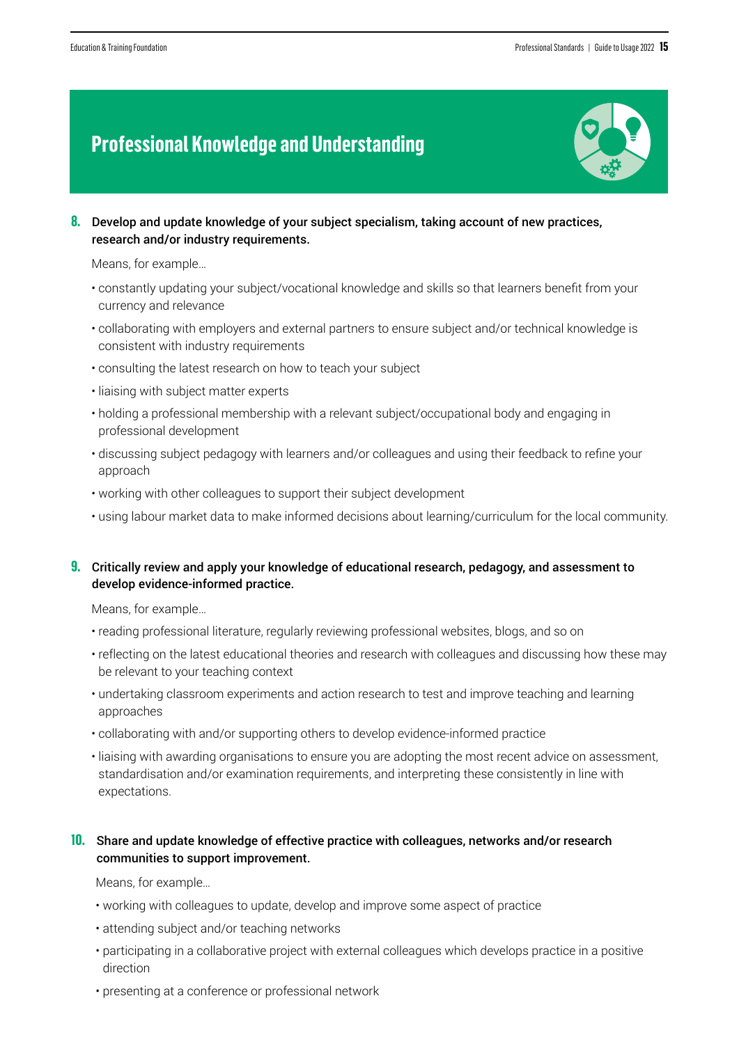# Professional Knowledge and Understanding

**8. Develop and update knowledge of your subject specialism, taking account of new practices, research and/or industry requirements.**

Means, for example…

- constantly updating your subject/vocational knowledge and skills so that learners benefit from your currency and relevance
- collaborating with employers and external partners to ensure subject and/or technical knowledge is consistent with industry requirements
- consulting the latest research on how to teach your subject
- liaising with subject matter experts
- holding a professional membership with a relevant subject/occupational body and engaging in professional development
- discussing subject pedagogy with learners and/or colleagues and using their feedback to refine your approach
- working with other colleagues to support their subject development
- using labour market data to make informed decisions about learning/curriculum for the local community.

**9. Critically review and apply your knowledge of educational research, pedagogy, and assessment to develop evidence-informed practice.**

Means, for example…

- reading professional literature, regularly reviewing professional websites, blogs, and so on
- reflecting on the latest educational theories and research with colleagues and discussing how these may be relevant to your teaching context
- undertaking classroom experiments and action research to test and improve teaching and learning approaches
- collaborating with and/or supporting others to develop evidence-informed practice
- liaising with awarding organisations to ensure you are adopting the most recent advice on assessment, standardisation and/or examination requirements, and interpreting these consistently in line with expectations.

**10. Share and update knowledge of effective practice with colleagues, networks and/or research communities to support improvement.**

Means, for example…

- working with colleagues to update, develop and improve some aspect of practice
- attending subject and/or teaching networks
- participating in a collaborative project with external colleagues which develops practice in a positive direction
- presenting at a conference or professional network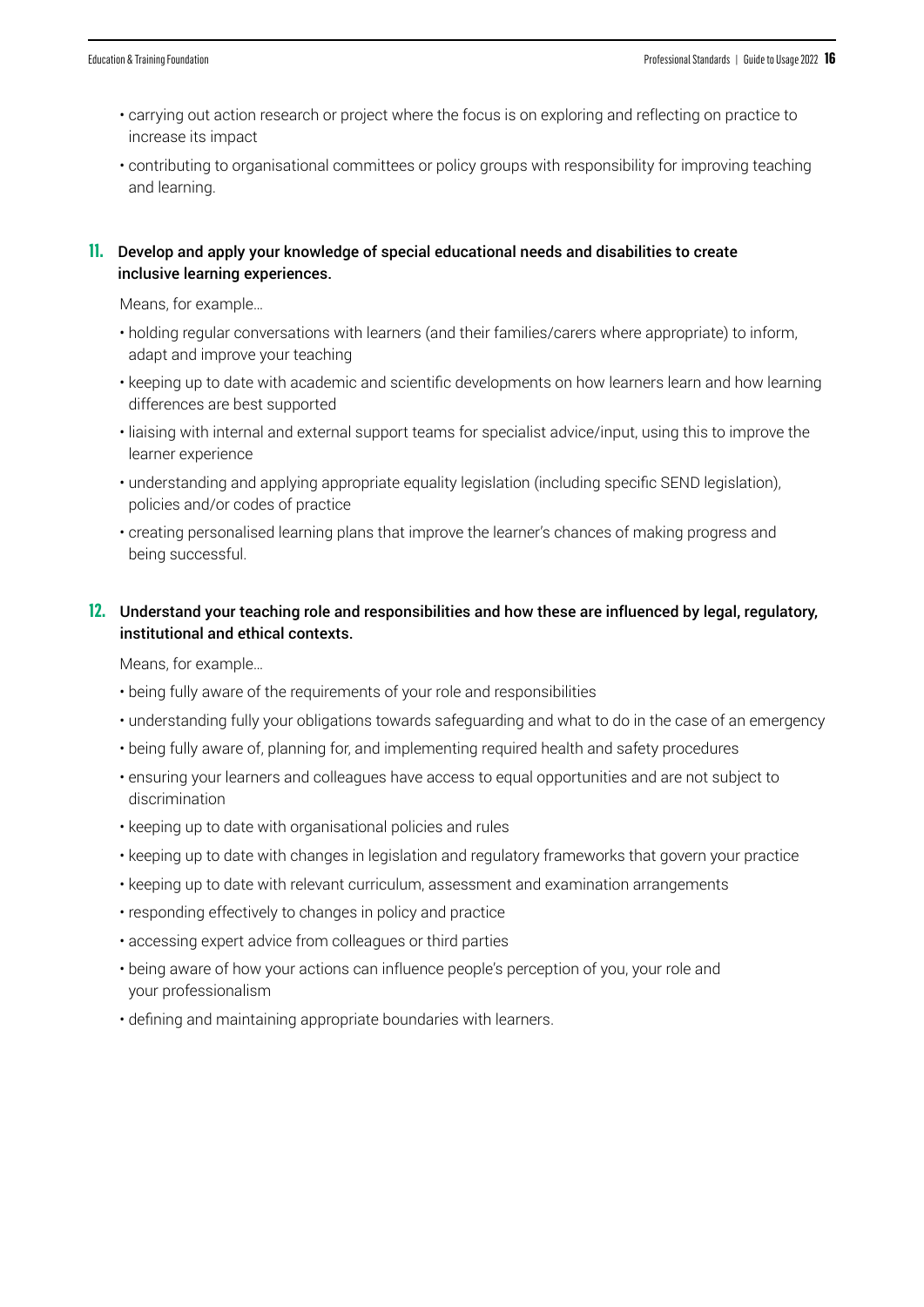- carrying out action research or project where the focus is on exploring and reflecting on practice to increase its impact
- contributing to organisational committees or policy groups with responsibility for improving teaching and learning.

### 11. Develop and apply your knowledge of special educational needs and disabilities to create inclusive learning experiences.

Means, for example…

- holding regular conversations with learners (and their families/carers where appropriate) to inform, adapt and improve your teaching
- keeping up to date with academic and scientific developments on how learners learn and how learning differences are best supported
- liaising with internal and external support teams for specialist advice/input, using this to improve the learner experience
- understanding and applying appropriate equality legislation (including specific SEND legislation), policies and/or codes of practice
- creating personalised learning plans that improve the learner's chances of making progress and being successful.

### 12. Understand your teaching role and responsibilities and how these are influenced by legal, regulatory, institutional and ethical contexts.

Means, for example…

- being fully aware of the requirements of your role and responsibilities
- understanding fully your obligations towards safeguarding and what to do in the case of an emergency
- being fully aware of, planning for, and implementing required health and safety procedures
- ensuring your learners and colleagues have access to equal opportunities and are not subject to discrimination
- keeping up to date with organisational policies and rules
- keeping up to date with changes in legislation and regulatory frameworks that govern your practice
- keeping up to date with relevant curriculum, assessment and examination arrangements
- responding effectively to changes in policy and practice
- accessing expert advice from colleagues or third parties
- being aware of how your actions can influence people's perception of you, your role and your professionalism
- defining and maintaining appropriate boundaries with learners.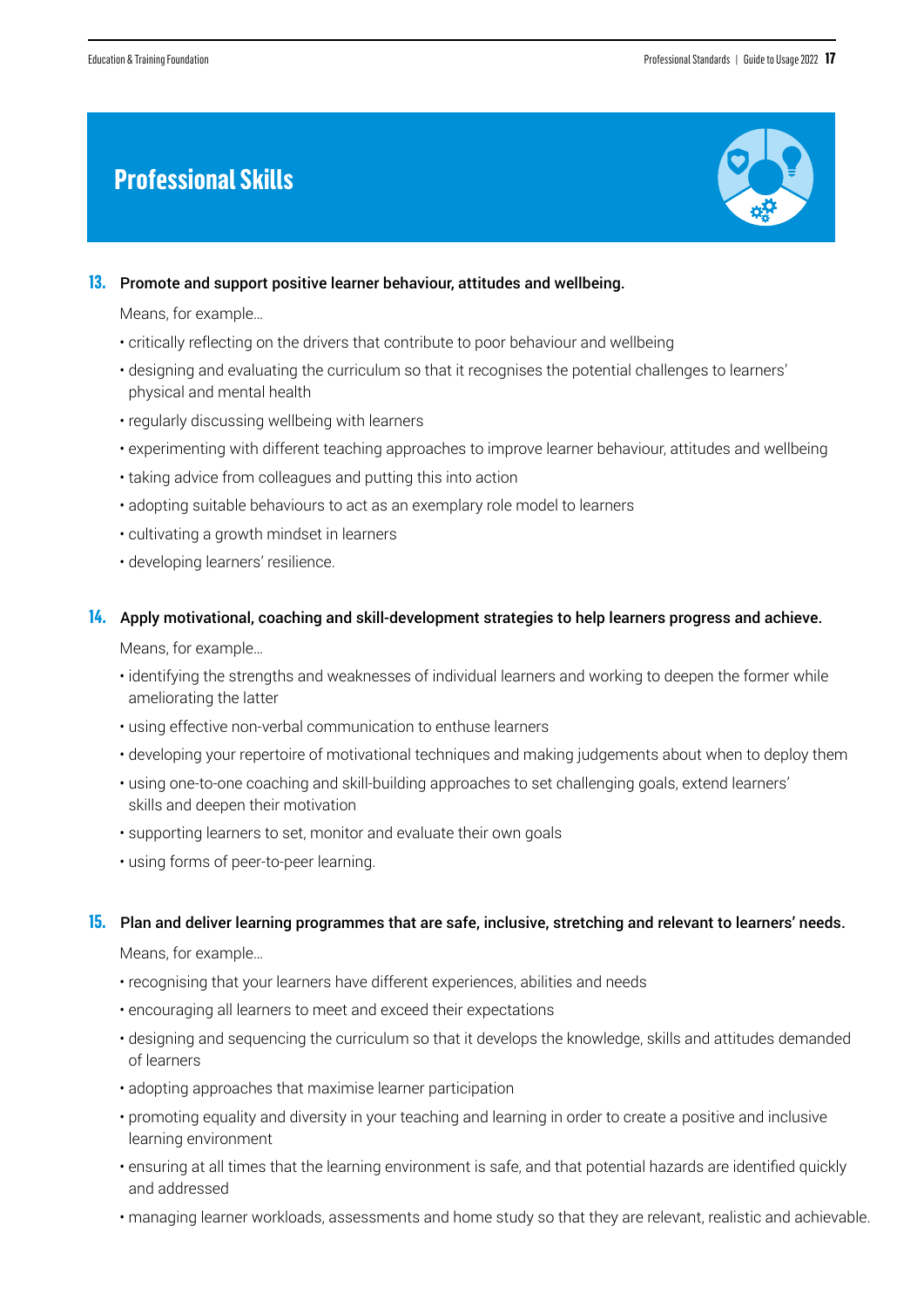# Professional Skills

**13. Promote and support positive learner behaviour, attitudes and wellbeing.**

Means, for example…

- critically reflecting on the drivers that contribute to poor behaviour and wellbeing
- designing and evaluating the curriculum so that it recognises the potential challenges to learners' physical and mental health
- regularly discussing wellbeing with learners
- experimenting with different teaching approaches to improve learner behaviour, attitudes and wellbeing
- taking advice from colleagues and putting this into action
- adopting suitable behaviours to act as an exemplary role model to learners
- cultivating a growth mindset in learners
- developing learners' resilience.

**14. Apply motivational, coaching and skill-development strategies to help learners progress and achieve.**

Means, for example…

- identifying the strengths and weaknesses of individual learners and working to deepen the former while ameliorating the latter
- using effective non-verbal communication to enthuse learners
- developing your repertoire of motivational techniques and making judgements about when to deploy them
- using one-to-one coaching and skill-building approaches to set challenging goals, extend learners' skills and deepen their motivation
- supporting learners to set, monitor and evaluate their own goals
- using forms of peer-to-peer learning.

**15. Plan and deliver learning programmes that are safe, inclusive, stretching and relevant to learners' needs.**

Means, for example…

- recognising that your learners have different experiences, abilities and needs
- encouraging all learners to meet and exceed their expectations
- designing and sequencing the curriculum so that it develops the knowledge, skills and attitudes demanded of learners
- adopting approaches that maximise learner participation
- promoting equality and diversity in your teaching and learning in order to create a positive and inclusive learning environment
- ensuring at all times that the learning environment is safe, and that potential hazards are identified quickly and addressed
- managing learner workloads, assessments and home study so that they are relevant, realistic and achievable.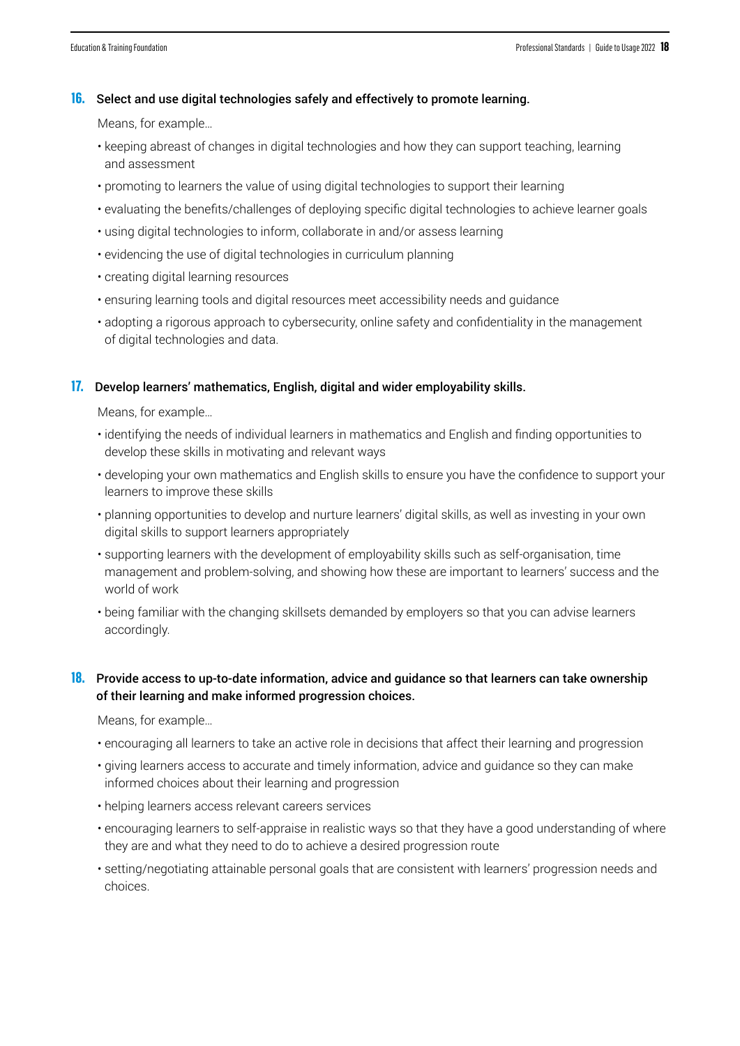**16.** **Select and use digital technologies safely and effectively to promote learning.**

Means, for example…

- keeping abreast of changes in digital technologies and how they can support teaching, learning and assessment
- promoting to learners the value of using digital technologies to support their learning
- evaluating the benefits/challenges of deploying specific digital technologies to achieve learner goals
- using digital technologies to inform, collaborate in and/or assess learning
- evidencing the use of digital technologies in curriculum planning
- creating digital learning resources
- ensuring learning tools and digital resources meet accessibility needs and guidance
- adopting a rigorous approach to cybersecurity, online safety and confidentiality in the management of digital technologies and data.

**17.** **Develop learners' mathematics, English, digital and wider employability skills.**

Means, for example…

- identifying the needs of individual learners in mathematics and English and finding opportunities to develop these skills in motivating and relevant ways
- developing your own mathematics and English skills to ensure you have the confidence to support your learners to improve these skills
- planning opportunities to develop and nurture learners' digital skills, as well as investing in your own digital skills to support learners appropriately
- supporting learners with the development of employability skills such as self-organisation, time management and problem-solving, and showing how these are important to learners' success and the world of work
- being familiar with the changing skillsets demanded by employers so that you can advise learners accordingly.

**18.** **Provide access to up-to-date information, advice and guidance so that learners can take ownership of their learning and make informed progression choices.**

Means, for example…

- encouraging all learners to take an active role in decisions that affect their learning and progression
- giving learners access to accurate and timely information, advice and guidance so they can make informed choices about their learning and progression
- helping learners access relevant careers services
- encouraging learners to self-appraise in realistic ways so that they have a good understanding of where they are and what they need to do to achieve a desired progression route
- setting/negotiating attainable personal goals that are consistent with learners' progression needs and choices.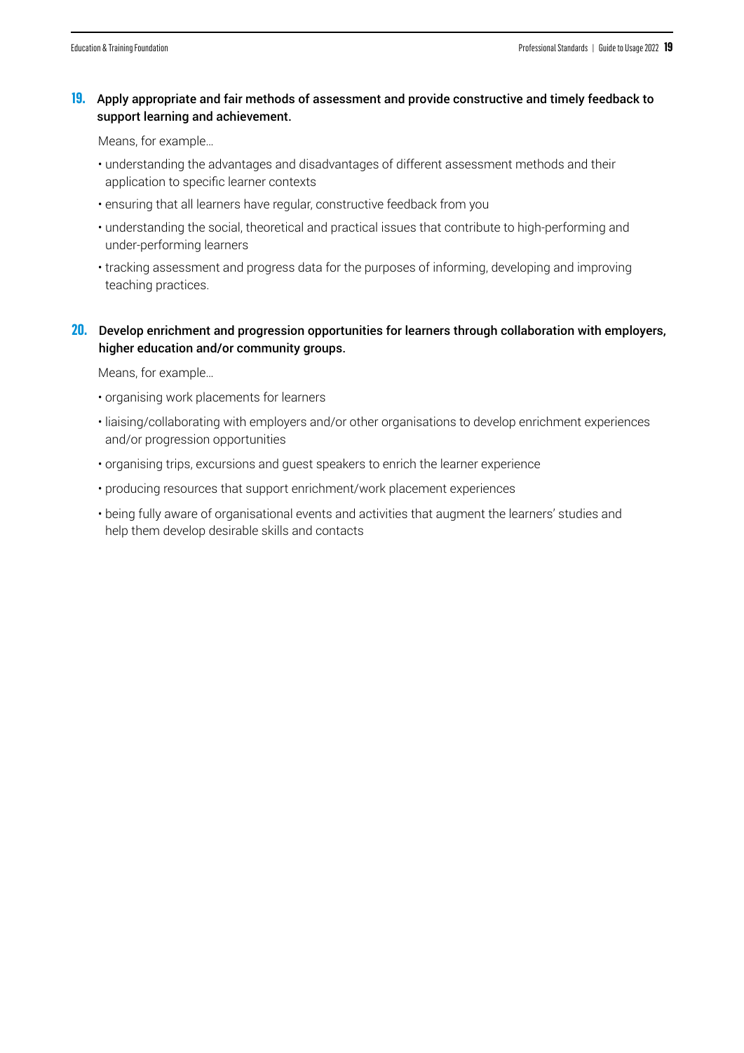**19.** **Apply appropriate and fair methods of assessment and provide constructive and timely feedback to support learning and achievement.**

Means, for example...

- understanding the advantages and disadvantages of different assessment methods and their application to specific learner contexts
- ensuring that all learners have regular, constructive feedback from you
- understanding the social, theoretical and practical issues that contribute to high-performing and under-performing learners
- tracking assessment and progress data for the purposes of informing, developing and improving teaching practices.

**20.** **Develop enrichment and progression opportunities for learners through collaboration with employers, higher education and/or community groups.**

Means, for example...

- organising work placements for learners
- liaising/collaborating with employers and/or other organisations to develop enrichment experiences and/or progression opportunities
- organising trips, excursions and guest speakers to enrich the learner experience
- producing resources that support enrichment/work placement experiences
- being fully aware of organisational events and activities that augment the learners' studies and help them develop desirable skills and contacts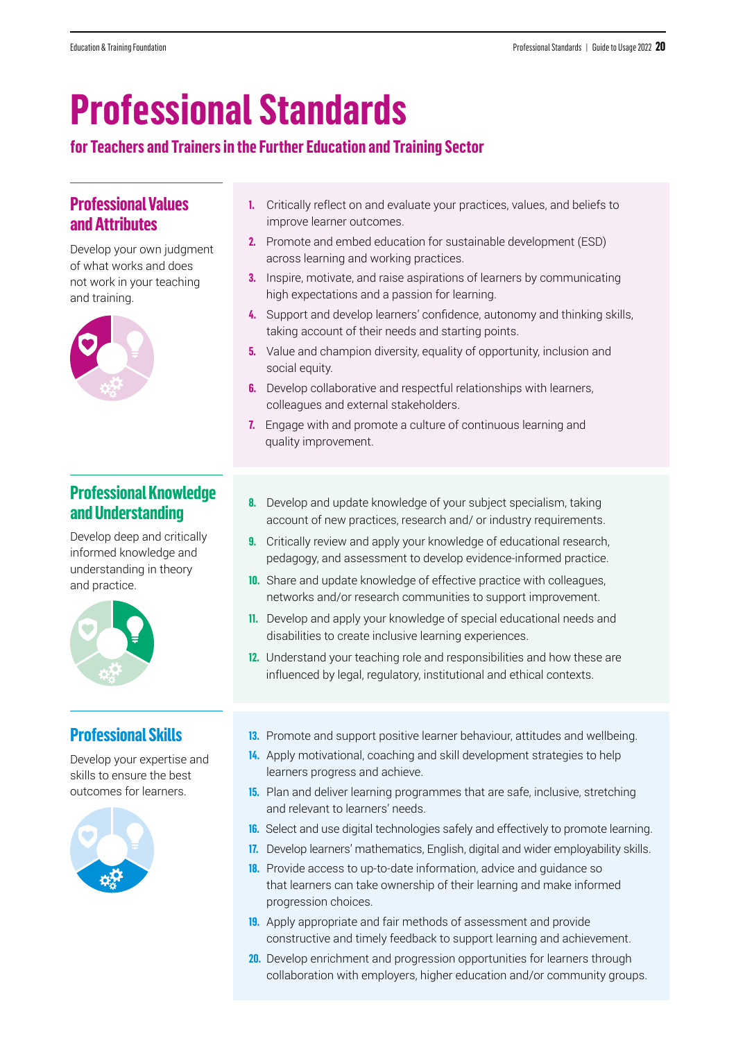# Professional Standards

## for Teachers and Trainers in the Further Education and Training Sector

### Professional Values and Attributes

Develop your own judgment of what works and does not work in your teaching and training.

1. Critically reflect on and evaluate your practices, values, and beliefs to improve learner outcomes.
2. Promote and embed education for sustainable development (ESD) across learning and working practices.
3. Inspire, motivate, and raise aspirations of learners by communicating high expectations and a passion for learning.
4. Support and develop learners' confidence, autonomy and thinking skills, taking account of their needs and starting points.
5. Value and champion diversity, equality of opportunity, inclusion and social equity.
6. Develop collaborative and respectful relationships with learners, colleagues and external stakeholders.
7. Engage with and promote a culture of continuous learning and quality improvement.

### Professional Knowledge and Understanding

Develop deep and critically informed knowledge and understanding in theory and practice.

8. Develop and update knowledge of your subject specialism, taking account of new practices, research and/ or industry requirements.
9. Critically review and apply your knowledge of educational research, pedagogy, and assessment to develop evidence-informed practice.
10. Share and update knowledge of effective practice with colleagues, networks and/or research communities to support improvement.
11. Develop and apply your knowledge of special educational needs and disabilities to create inclusive learning experiences.
12. Understand your teaching role and responsibilities and how these are influenced by legal, regulatory, institutional and ethical contexts.

### Professional Skills

Develop your expertise and skills to ensure the best outcomes for learners.

13. Promote and support positive learner behaviour, attitudes and wellbeing.
14. Apply motivational, coaching and skill development strategies to help learners progress and achieve.
15. Plan and deliver learning programmes that are safe, inclusive, stretching and relevant to learners' needs.
16. Select and use digital technologies safely and effectively to promote learning.
17. Develop learners' mathematics, English, digital and wider employability skills.
18. Provide access to up-to-date information, advice and guidance so that learners can take ownership of their learning and make informed progression choices.
19. Apply appropriate and fair methods of assessment and provide constructive and timely feedback to support learning and achievement.
20. Develop enrichment and progression opportunities for learners through collaboration with employers, higher education and/or community groups.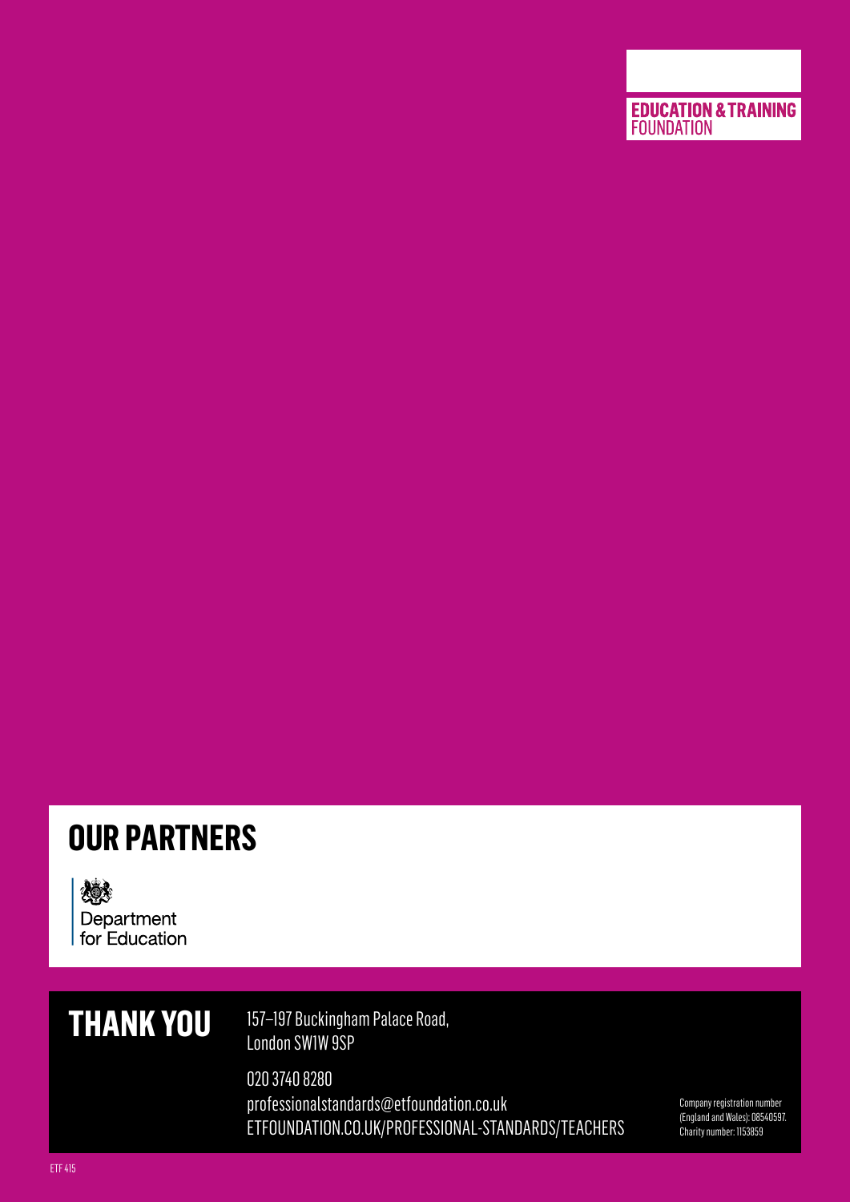EDUCATION & TRAINING
FOUNDATION

## OUR PARTNERS

Department
for Education

## THANK YOU

157–197 Buckingham Palace Road,
London SW1W 9SP

020 3740 8280
professionalstandards@etfoundation.co.uk
ETFOUNDATION.CO.UK/PROFESSIONAL-STANDARDS/TEACHERS

Company registration number
(England and Wales): 08540597.
Charity number: 1153859

ETF 415